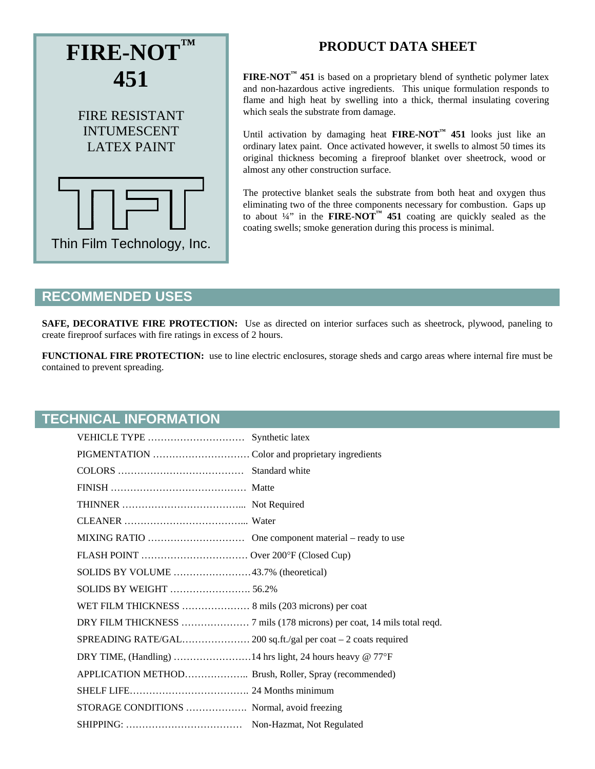# FIRE-NOT™ 451

FIRE RESISTANT INTUMESCENT LATEX PAINT

TFT

Thin Film Technology, Inc.

## PRODUCT DATA SHEET

**FIRE-NOT™ 451** is based on a proprietary blend of synthetic polymer latex and non-hazardous active ingredients. This unique formulation responds to flame and high heat by swelling into a thick, thermal insulating covering which seals the substrate from damage.

Until activation by damaging heat **FIRE-NOT™ 451** looks just like an ordinary latex paint. Once activated however, it swells to almost 50 times its original thickness becoming a fireproof blanket over sheetrock, wood or almost any other construction surface.

The protective blanket seals the substrate from both heat and oxygen thus eliminating two of the three components necessary for combustion. Gaps up to about ¼" in the **FIRE-NOT™ 451** coating are quickly sealed as the coating swells; smoke generation during this process is minimal.

## RECOMMENDED USES

**SAFE, DECORATIVE FIRE PROTECTION:** Use as directed on interior surfaces such as sheetrock, plywood, paneling to create fireproof surfaces with fire ratings in excess of 2 hours.

**FUNCTIONAL FIRE PROTECTION:** use to line electric enclosures, storage sheds and cargo areas where internal fire must be contained to prevent spreading.

## TECHNICAL INFORMATION

| | |
|---|---|
| VEHICLE TYPE | Synthetic latex |
| PIGMENTATION | Color and proprietary ingredients |
| COLORS | Standard white |
| FINISH | Matte |
| THINNER | Not Required |
| CLEANER | Water |
| MIXING RATIO | One component material – ready to use |
| FLASH POINT | Over 200°F (Closed Cup) |
| SOLIDS BY VOLUME | 43.7% (theoretical) |
| SOLIDS BY WEIGHT | 56.2% |
| WET FILM THICKNESS | 8 mils (203 microns) per coat |
| DRY FILM THICKNESS | 7 mils (178 microns) per coat, 14 mils total reqd. |
| SPREADING RATE/GAL. | 200 sq.ft./gal per coat – 2 coats required |
| DRY TIME, (Handling) | 14 hrs light, 24 hours heavy @ 77°F |
| APPLICATION METHOD | Brush, Roller, Spray (recommended) |
| SHELF LIFE | 24 Months minimum |
| STORAGE CONDITIONS | Normal, avoid freezing |
| SHIPPING: | Non-Hazmat, Not Regulated |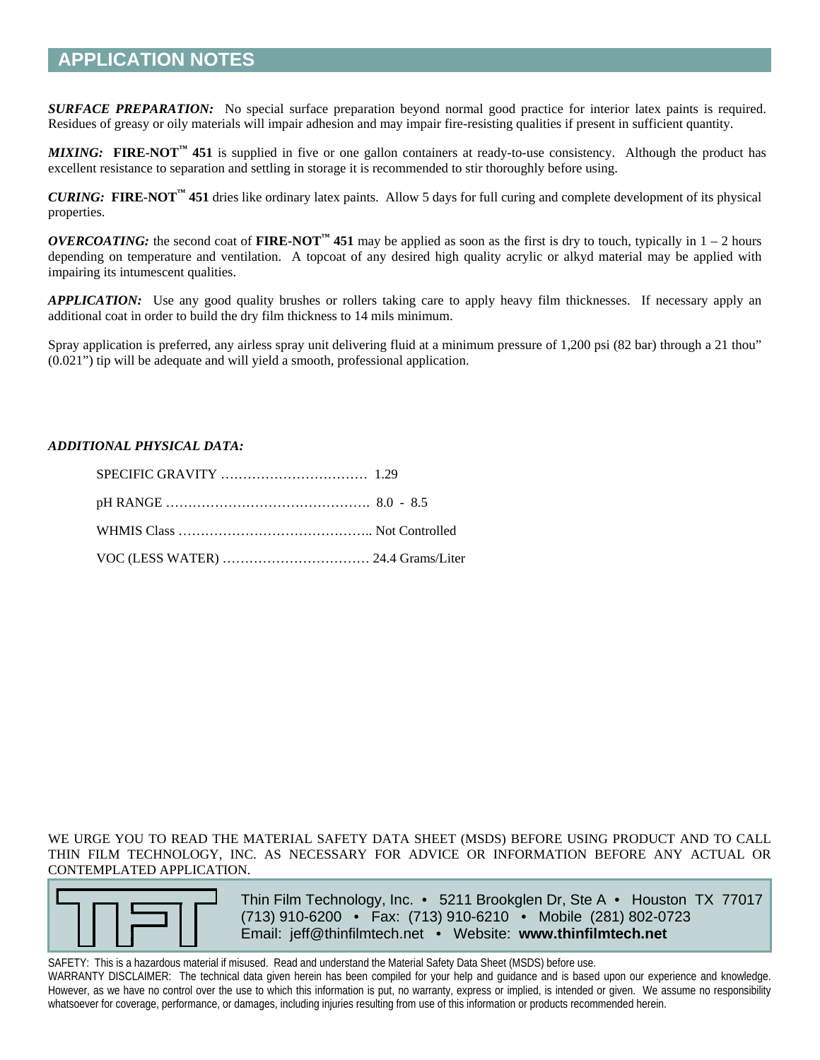## APPLICATION NOTES

***SURFACE PREPARATION:*** No special surface preparation beyond normal good practice for interior latex paints is required. Residues of greasy or oily materials will impair adhesion and may impair fire-resisting qualities if present in sufficient quantity.

***MIXING:*** **FIRE-NOT™ 451** is supplied in five or one gallon containers at ready-to-use consistency. Although the product has excellent resistance to separation and settling in storage it is recommended to stir thoroughly before using.

***CURING:*** **FIRE-NOT™ 451** dries like ordinary latex paints. Allow 5 days for full curing and complete development of its physical properties.

***OVERCOATING:*** the second coat of **FIRE-NOT™ 451** may be applied as soon as the first is dry to touch, typically in 1 – 2 hours depending on temperature and ventilation. A topcoat of any desired high quality acrylic or alkyd material may be applied with impairing its intumescent qualities.

***APPLICATION:*** Use any good quality brushes or rollers taking care to apply heavy film thicknesses. If necessary apply an additional coat in order to build the dry film thickness to 14 mils minimum.

Spray application is preferred, any airless spray unit delivering fluid at a minimum pressure of 1,200 psi (82 bar) through a 21 thou" (0.021") tip will be adequate and will yield a smooth, professional application.

***ADDITIONAL PHYSICAL DATA:***

SPECIFIC GRAVITY …………………………… 1.29

pH RANGE ………………………………………. 8.0 - 8.5

WHMIS Class …………………………………….. Not Controlled

VOC (LESS WATER) …………………………… 24.4 Grams/Liter

WE URGE YOU TO READ THE MATERIAL SAFETY DATA SHEET (MSDS) BEFORE USING PRODUCT AND TO CALL THIN FILM TECHNOLOGY, INC. AS NECESSARY FOR ADVICE OR INFORMATION BEFORE ANY ACTUAL OR CONTEMPLATED APPLICATION.

TFT

Thin Film Technology, Inc. • 5211 Brookglen Dr, Ste A • Houston TX 77017
(713) 910-6200 • Fax: (713) 910-6210 • Mobile (281) 802-0723
Email: jeff@thinfilmtech.net • Website: **www.thinfilmtech.net**

SAFETY: This is a hazardous material if misused. Read and understand the Material Safety Data Sheet (MSDS) before use.
WARRANTY DISCLAIMER: The technical data given herein has been compiled for your help and guidance and is based upon our experience and knowledge. However, as we have no control over the use to which this information is put, no warranty, express or implied, is intended or given. We assume no responsibility whatsoever for coverage, performance, or damages, including injuries resulting from use of this information or products recommended herein.